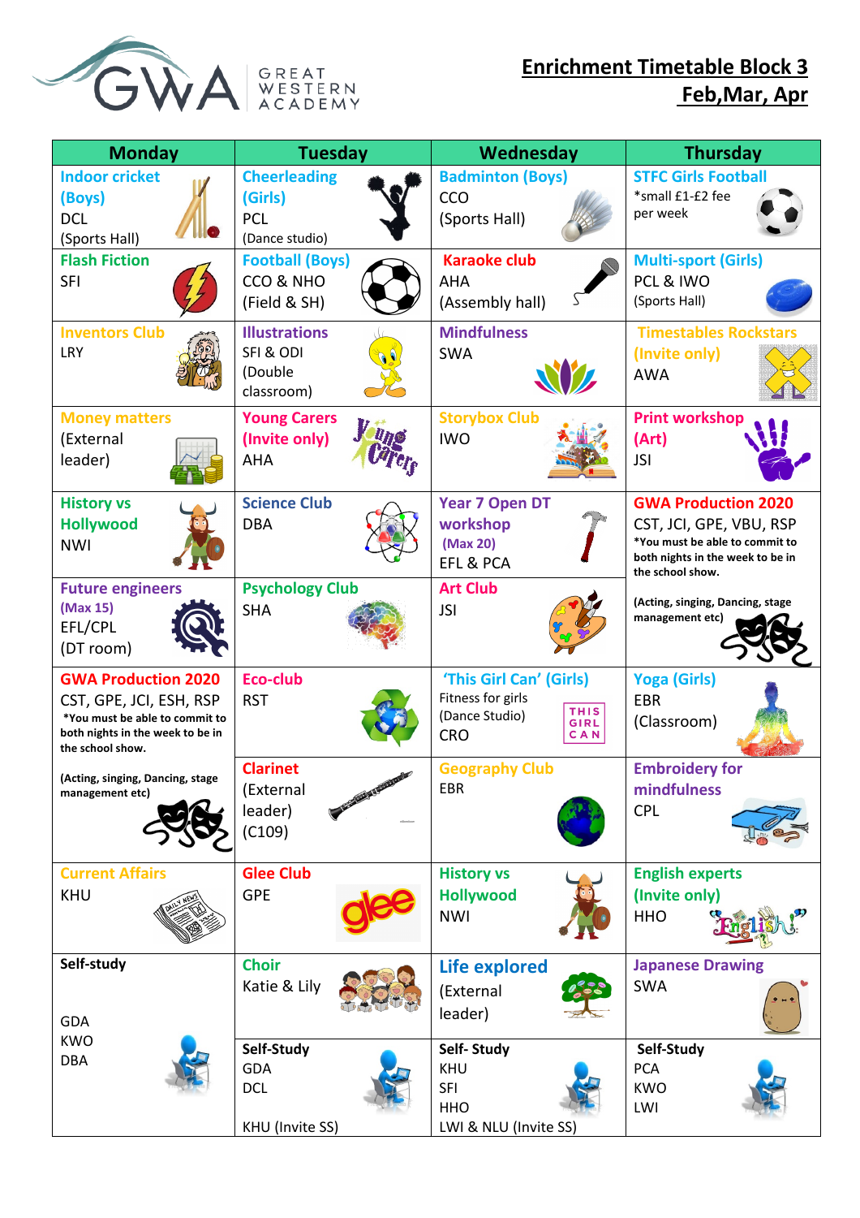GREAT WESTERN ACADEMY

# Enrichment Timetable Block 3 Feb,Mar, Apr

| Monday | Tuesday | Wednesday | Thursday |
|---|---|---|---|
| **Indoor cricket (Boys)** DCL (Sports Hall) | **Cheerleading (Girls)** PCL (Dance studio) | **Badminton (Boys)** CCO (Sports Hall) | **STFC Girls Football** *small £1-£2 fee per week |
| **Flash Fiction** SFI | **Football (Boys)** CCO & NHO (Field & SH) | **Karaoke club** AHA (Assembly hall) | **Multi-sport (Girls)** PCL & IWO (Sports Hall) |
| **Inventors Club** LRY | **Illustrations** SFI & ODI (Double classroom) | **Mindfulness** SWA | **Timestables Rockstars (Invite only)** AWA |
| **Money matters** (External leader) | **Young Carers (Invite only)** AHA | **Storybox Club** IWO | **Print workshop (Art)** JSI |
| **History vs Hollywood** NWI | **Science Club** DBA | **Year 7 Open DT workshop (Max 20)** EFL & PCA | **GWA Production 2020** CST, JCI, GPE, VBU, RSP *You must be able to commit to both nights in the week to be in the school show. (Acting, singing, Dancing, stage management etc) |
| **Future engineers (Max 15)** EFL/CPL (DT room) | **Psychology Club** SHA | **Art Club** JSI | |
| **GWA Production 2020** CST, GPE, JCI, ESH, RSP *You must be able to commit to both nights in the week to be in the school show. (Acting, singing, Dancing, stage management etc) | **Eco-club** RST | **'This Girl Can' (Girls)** Fitness for girls (Dance Studio) CRO | **Yoga (Girls)** EBR (Classroom) |
| | **Clarinet** (External leader) (C109) | **Geography Club** EBR | **Embroidery for mindfulness** CPL |
| **Current Affairs** KHU | **Glee Club** GPE | **History vs Hollywood** NWI | **English experts (Invite only)** HHO |
| **Self-study** GDA KWO DBA | **Choir** Katie & Lily | **Life explored** (External leader) | **Japanese Drawing** SWA |
| | **Self-Study** GDA DCL KHU (Invite SS) | **Self- Study** KHU SFI HHO LWI & NLU (Invite SS) | **Self-Study** PCA KWO LWI |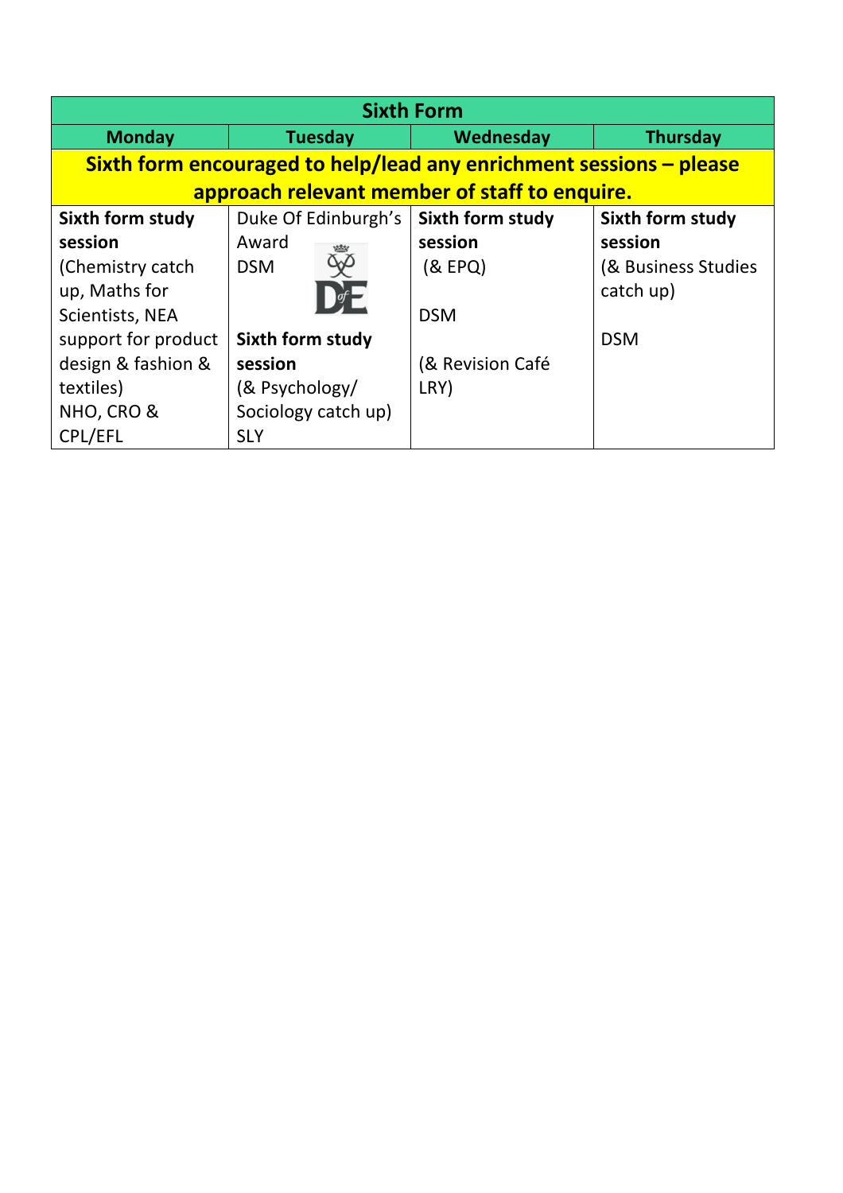| Sixth Form | | | |
|---|---|---|---|
| **Monday** | **Tuesday** | **Wednesday** | **Thursday** |
| **Sixth form encouraged to help/lead any enrichment sessions – please approach relevant member of staff to enquire.** | | | |
| **Sixth form study session** (Chemistry catch up, Maths for Scientists, NEA support for product design & fashion & textiles) NHO, CRO & CPL/EFL | Duke Of Edinburgh's Award DSM<br>**Sixth form study session** (& Psychology/ Sociology catch up) SLY | **Sixth form study session** (& EPQ)<br>DSM<br>(& Revision Café LRY) | **Sixth form study session** (& Business Studies catch up)<br>DSM |